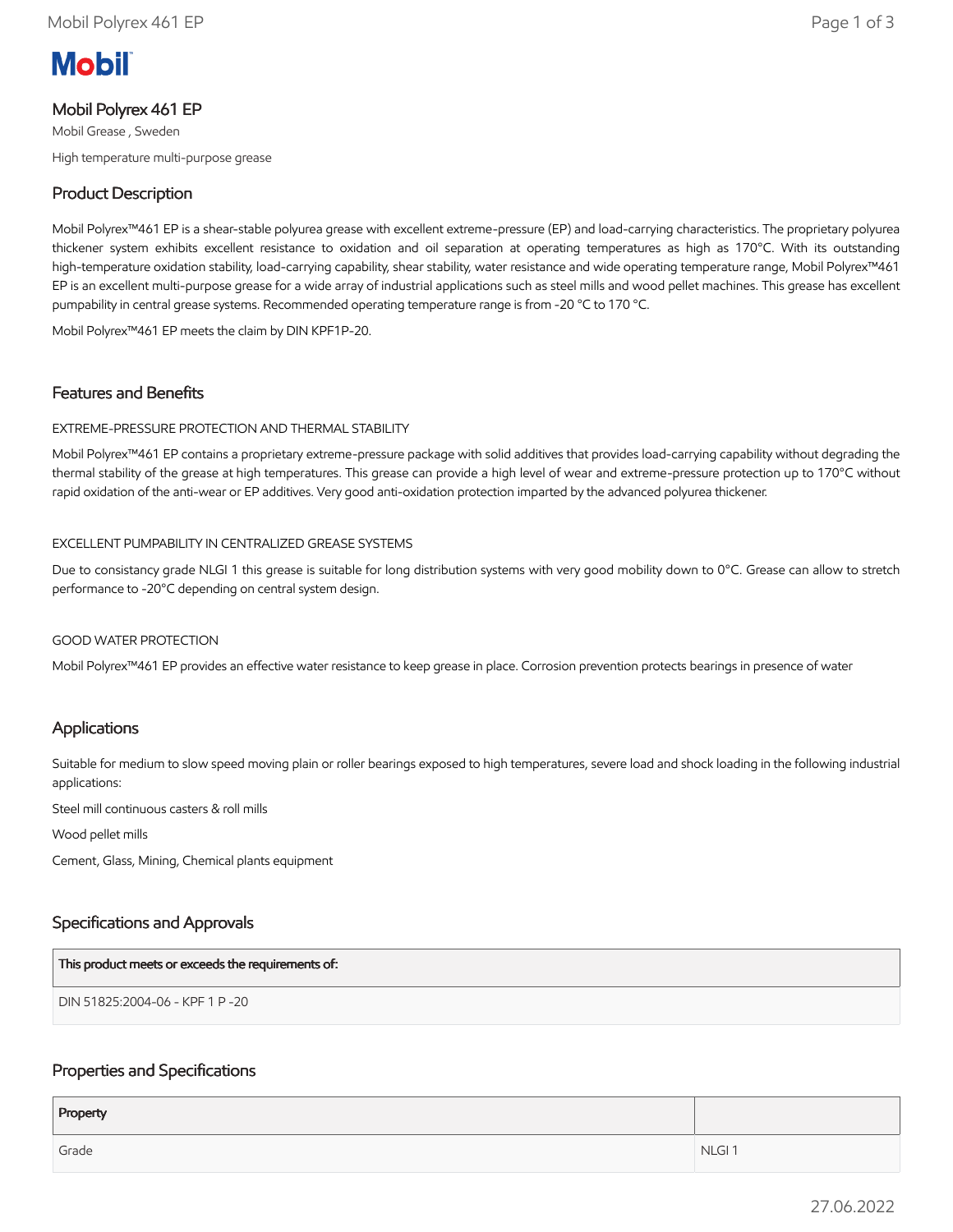# Mobil Polyrex 461 EP

Mobil Grease , Sweden

High temperature multi-purpose grease

## Product Description

Mobil Polyrex™461 EP is a shear-stable polyurea grease with excellent extreme-pressure (EP) and load-carrying characteristics. The proprietary polyurea thickener system exhibits excellent resistance to oxidation and oil separation at operating temperatures as high as 170°C. With its outstanding high-temperature oxidation stability, load-carrying capability, shear stability, water resistance and wide operating temperature range, Mobil Polyrex™461 EP is an excellent multi-purpose grease for a wide array of industrial applications such as steel mills and wood pellet machines. This grease has excellent pumpability in central grease systems. Recommended operating temperature range is from -20 °C to 170 °C.

Mobil Polyrex™461 EP meets the claim by DIN KPF1P-20.

## Features and Benefits

EXTREME-PRESSURE PROTECTION AND THERMAL STABILITY

Mobil Polyrex™461 EP contains a proprietary extreme-pressure package with solid additives that provides load-carrying capability without degrading the thermal stability of the grease at high temperatures. This grease can provide a high level of wear and extreme-pressure protection up to 170°C without rapid oxidation of the anti-wear or EP additives. Very good anti-oxidation protection imparted by the advanced polyurea thickener.

EXCELLENT PUMPABILITY IN CENTRALIZED GREASE SYSTEMS

Due to consistancy grade NLGI 1 this grease is suitable for long distribution systems with very good mobility down to 0°C. Grease can allow to stretch performance to -20°C depending on central system design.

GOOD WATER PROTECTION

Mobil Polyrex™461 EP provides an effective water resistance to keep grease in place. Corrosion prevention protects bearings in presence of water

## Applications

Suitable for medium to slow speed moving plain or roller bearings exposed to high temperatures, severe load and shock loading in the following industrial applications:

Steel mill continuous casters & roll mills

Wood pellet mills

Cement, Glass, Mining, Chemical plants equipment

## Specifications and Approvals

| This product meets or exceeds the requirements of: |
|---|
| DIN 51825:2004-06 - KPF 1 P -20 |

## Properties and Specifications

| Property | |
|---|---|
| Grade | NLGI 1 |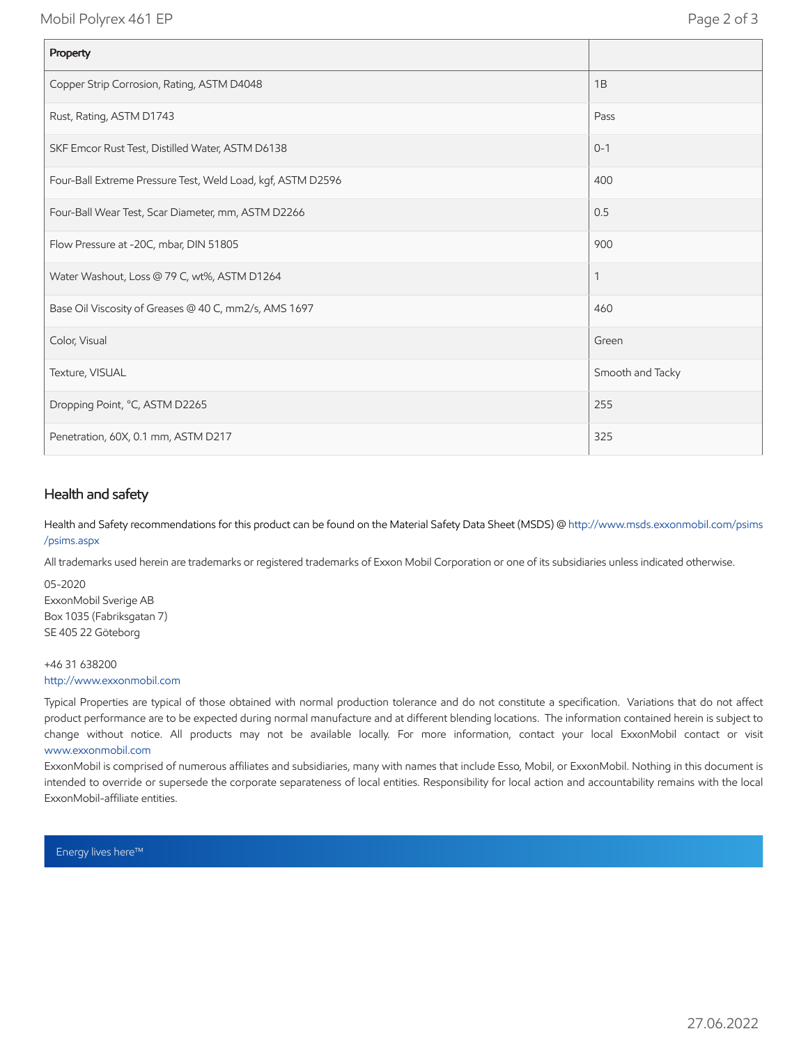| Property | |
|---|---|
| Copper Strip Corrosion, Rating, ASTM D4048 | 1B |
| Rust, Rating, ASTM D1743 | Pass |
| SKF Emcor Rust Test, Distilled Water, ASTM D6138 | 0-1 |
| Four-Ball Extreme Pressure Test, Weld Load, kgf, ASTM D2596 | 400 |
| Four-Ball Wear Test, Scar Diameter, mm, ASTM D2266 | 0.5 |
| Flow Pressure at -20C, mbar, DIN 51805 | 900 |
| Water Washout, Loss @ 79 C, wt%, ASTM D1264 | 1 |
| Base Oil Viscosity of Greases @ 40 C, mm2/s, AMS 1697 | 460 |
| Color, Visual | Green |
| Texture, VISUAL | Smooth and Tacky |
| Dropping Point, °C, ASTM D2265 | 255 |
| Penetration, 60X, 0.1 mm, ASTM D217 | 325 |

## Health and safety

Health and Safety recommendations for this product can be found on the Material Safety Data Sheet (MSDS) @ http://www.msds.exxonmobil.com/psims/psims.aspx

All trademarks used herein are trademarks or registered trademarks of Exxon Mobil Corporation or one of its subsidiaries unless indicated otherwise.

05-2020
ExxonMobil Sverige AB
Box 1035 (Fabriksgatan 7)
SE 405 22 Göteborg

+46 31 638200
http://www.exxonmobil.com

Typical Properties are typical of those obtained with normal production tolerance and do not constitute a specification. Variations that do not affect product performance are to be expected during normal manufacture and at different blending locations. The information contained herein is subject to change without notice. All products may not be available locally. For more information, contact your local ExxonMobil contact or visit www.exxonmobil.com

ExxonMobil is comprised of numerous affiliates and subsidiaries, many with names that include Esso, Mobil, or ExxonMobil. Nothing in this document is intended to override or supersede the corporate separateness of local entities. Responsibility for local action and accountability remains with the local ExxonMobil-affiliate entities.

Energy lives here™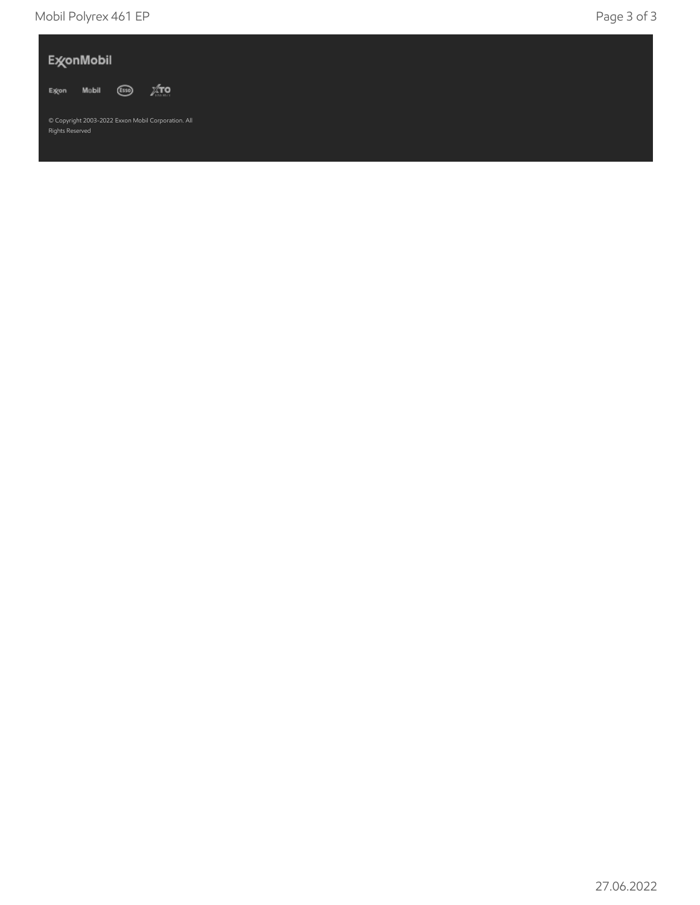ExxonMobil

Exxon Mobil Esso XTO

© Copyright 2003-2022 Exxon Mobil Corporation. All Rights Reserved